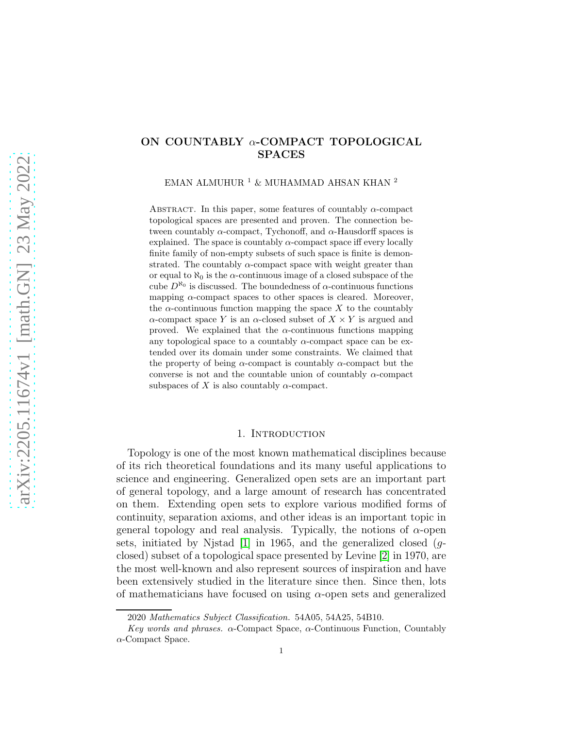# ON COUNTABLY $\alpha$-COMPACT TOPOLOGICAL SPACES

EMAN ALMUHUR [1] & MUHAMMAD AHSAN KHAN [2]

Abstract. In this paper, some features of countably $\alpha$-compact topological spaces are presented and proven. The connection between countably $\alpha$-compact, Tychonoff, and $\alpha$-Hausdorff spaces is explained. The space is countably $\alpha$-compact space iff every locally finite family of non-empty subsets of such space is finite is demonstrated. The countably $\alpha$-compact space with weight greater than or equal to $\aleph_0$ is the $\alpha$-continuous image of a closed subspace of the cube $D^{\aleph_0}$ is discussed. The boundedness of $\alpha$-continuous functions mapping $\alpha$-compact spaces to other spaces is cleared. Moreover, the $\alpha$-continuous function mapping the space $X$ to the countably $\alpha$-compact space $Y$ is an $\alpha$-closed subset of $X \times Y$ is argued and proved. We explained that the $\alpha$-continuous functions mapping any topological space to a countably $\alpha$-compact space can be extended over its domain under some constraints. We claimed that the property of being $\alpha$-compact is countably $\alpha$-compact but the converse is not and the countable union of countably $\alpha$-compact subspaces of $X$ is also countably $\alpha$-compact.

## 1. Introduction

Topology is one of the most known mathematical disciplines because of its rich theoretical foundations and its many useful applications to science and engineering. Generalized open sets are an important part of general topology, and a large amount of research has concentrated on them. Extending open sets to explore various modified forms of continuity, separation axioms, and other ideas is an important topic in general topology and real analysis. Typically, the notions of $\alpha$-open sets, initiated by Njstad [1] in 1965, and the generalized closed ($g$-closed) subset of a topological space presented by Levine [2] in 1970, are the most well-known and also represent sources of inspiration and have been extensively studied in the literature since then. Since then, lots of mathematicians have focused on using $\alpha$-open sets and generalized

2020 *Mathematics Subject Classification.* 54A05, 54A25, 54B10.

*Key words and phrases.* $\alpha$-Compact Space, $\alpha$-Continuous Function, Countably $\alpha$-Compact Space.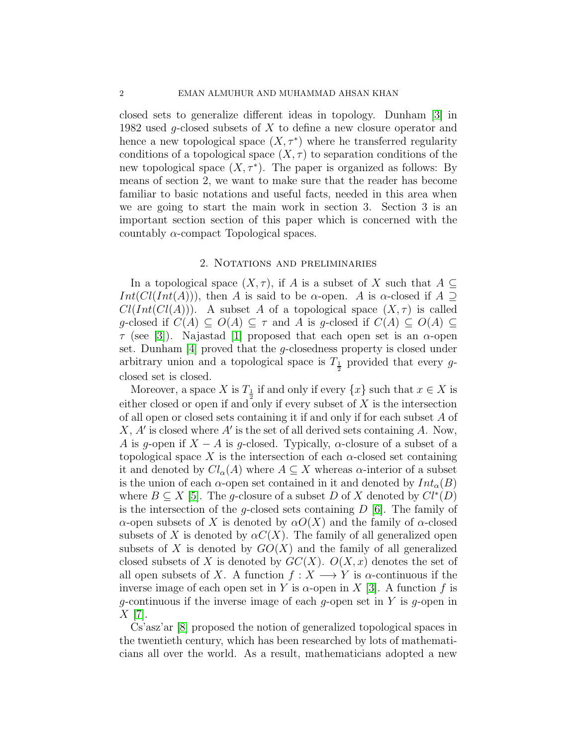closed sets to generalize different ideas in topology. Dunham [3] in 1982 used $g$-closed subsets of $X$ to define a new closure operator and hence a new topological space $(X, \tau^*)$ where he transferred regularity conditions of a topological space $(X, \tau)$ to separation conditions of the new topological space $(X, \tau^*)$. The paper is organized as follows: By means of section 2, we want to make sure that the reader has become familiar to basic notations and useful facts, needed in this area when we are going to start the main work in section 3. Section 3 is an important section section of this paper which is concerned with the countably $\alpha$-compact Topological spaces.

## 2. Notations and preliminaries

In a topological space $(X, \tau)$, if $A$ is a subset of $X$ such that $A \subseteq Int(Cl(Int(A)))$, then $A$ is said to be $\alpha$-open. $A$ is $\alpha$-closed if $A \supseteq Cl(Int(Cl(A)))$. A subset $A$ of a topological space $(X, \tau)$ is called $g$-closed if $C(A) \subseteq O(A) \subseteq \tau$ and $A$ is $g$-closed if $C(A) \subseteq O(A) \subseteq \tau$ (see [3]). Najastad [1] proposed that each open set is an $\alpha$-open set. Dunham [4] proved that the $g$-closedness property is closed under arbitrary union and a topological space is $T_{\frac{1}{2}}$ provided that every $g$-closed set is closed.

Moreover, a space $X$ is $T_{\frac{1}{2}}$ if and only if every $\{x\}$ such that $x \in X$ is either closed or open if and only if every subset of $X$ is the intersection of all open or closed sets containing it if and only if for each subset $A$ of $X$, $A'$ is closed where $A'$ is the set of all derived sets containing $A$. Now, $A$ is $g$-open if $X - A$ is $g$-closed. Typically, $\alpha$-closure of a subset of a topological space $X$ is the intersection of each $\alpha$-closed set containing it and denoted by $Cl_\alpha(A)$ where $A \subseteq X$ whereas $\alpha$-interior of a subset is the union of each $\alpha$-open set contained in it and denoted by $Int_\alpha(B)$ where $B \subseteq X$ [5]. The $g$-closure of a subset $D$ of $X$ denoted by $Cl^*(D)$ is the intersection of the $g$-closed sets containing $D$ [6]. The family of $\alpha$-open subsets of $X$ is denoted by $\alpha O(X)$ and the family of $\alpha$-closed subsets of $X$ is denoted by $\alpha C(X)$. The family of all generalized open subsets of $X$ is denoted by $GO(X)$ and the family of all generalized closed subsets of $X$ is denoted by $GC(X)$. $O(X, x)$ denotes the set of all open subsets of $X$. A function $f : X \longrightarrow Y$ is $\alpha$-continuous if the inverse image of each open set in $Y$ is $\alpha$-open in $X$ [3]. A function $f$ is $g$-continuous if the inverse image of each $g$-open set in $Y$ is $g$-open in $X$ [7].

Cs'asz'ar [8] proposed the notion of generalized topological spaces in the twentieth century, which has been researched by lots of mathematicians all over the world. As a result, mathematicians adopted a new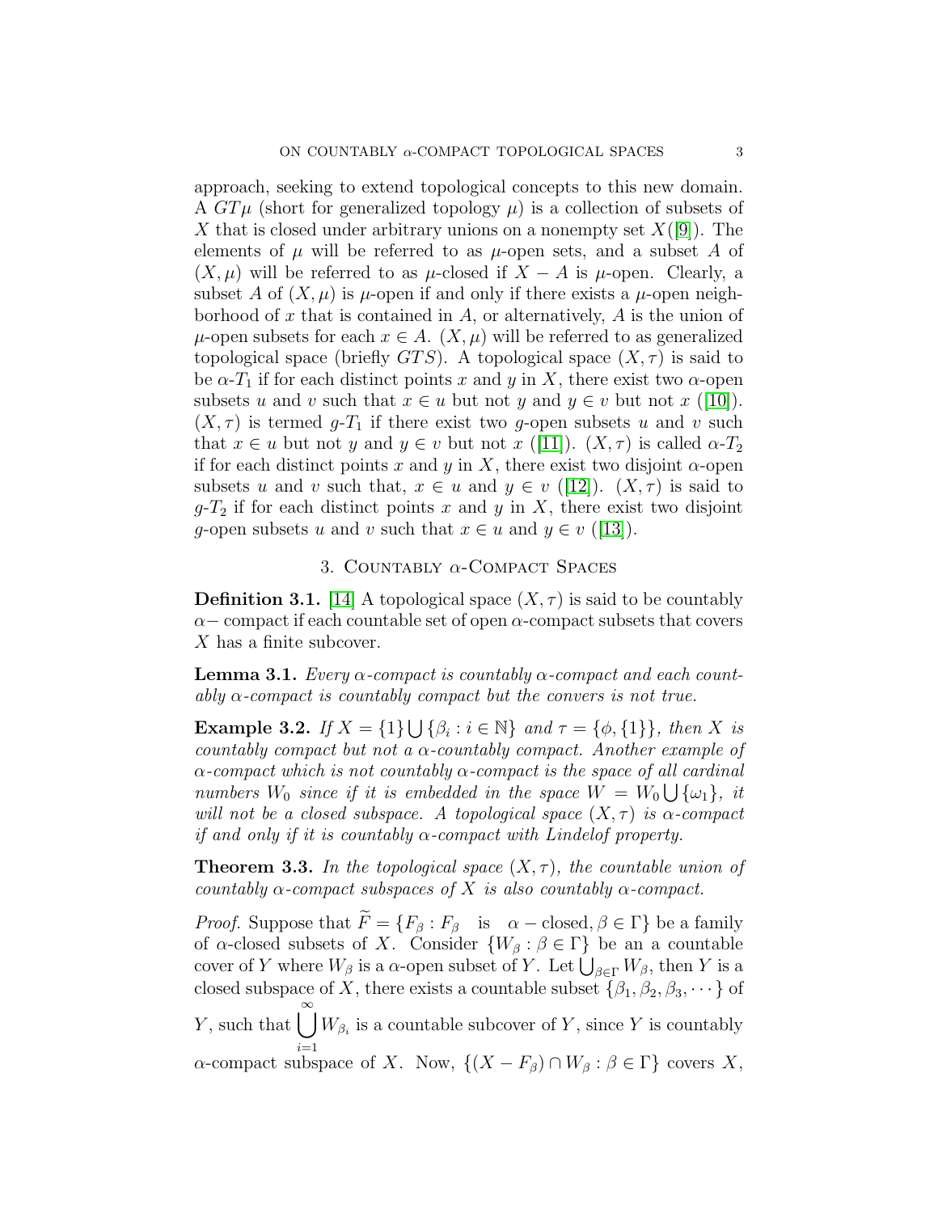approach, seeking to extend topological concepts to this new domain. A $GT\mu$ (short for generalized topology $\mu$) is a collection of subsets of $X$ that is closed under arbitrary unions on a nonempty set $X$([9]). The elements of $\mu$ will be referred to as $\mu$-open sets, and a subset $A$ of $(X, \mu)$ will be referred to as $\mu$-closed if $X - A$ is $\mu$-open. Clearly, a subset $A$ of $(X, \mu)$ is $\mu$-open if and only if there exists a $\mu$-open neighborhood of $x$ that is contained in $A$, or alternatively, $A$ is the union of $\mu$-open subsets for each $x \in A$. $(X, \mu)$ will be referred to as generalized topological space (briefly $GTS$). A topological space $(X, \tau)$ is said to be $\alpha$-$T_1$ if for each distinct points $x$ and $y$ in $X$, there exist two $\alpha$-open subsets $u$ and $v$ such that $x \in u$ but not $y$ and $y \in v$ but not $x$ ([10]). $(X, \tau)$ is termed $g$-$T_1$ if there exist two $g$-open subsets $u$ and $v$ such that $x \in u$ but not $y$ and $y \in v$ but not $x$ ([11]). $(X, \tau)$ is called $\alpha$-$T_2$ if for each distinct points $x$ and $y$ in $X$, there exist two disjoint $\alpha$-open subsets $u$ and $v$ such that, $x \in u$ and $y \in v$ ([12]). $(X, \tau)$ is said to $g$-$T_2$ if for each distinct points $x$ and $y$ in $X$, there exist two disjoint $g$-open subsets $u$ and $v$ such that $x \in u$ and $y \in v$ ([13]).

## 3. Countably $\alpha$-Compact Spaces

**Definition 3.1.** [14] A topological space $(X, \tau)$ is said to be countably $\alpha-$ compact if each countable set of open $\alpha$-compact subsets that covers $X$ has a finite subcover.

**Lemma 3.1.** *Every $\alpha$-compact is countably $\alpha$-compact and each countably $\alpha$-compact is countably compact but the convers is not true.*

**Example 3.2.** *If $X = \{1\} \bigcup \{\beta_i : i \in \mathbb{N}\}$ and $\tau = \{\phi, \{1\}\}$, then $X$ is countably compact but not a $\alpha$-countably compact. Another example of $\alpha$-compact which is not countably $\alpha$-compact is the space of all cardinal numbers $W_0$ since if it is embedded in the space $W = W_0 \bigcup \{\omega_1\}$, it will not be a closed subspace. A topological space $(X, \tau)$ is $\alpha$-compact if and only if it is countably $\alpha$-compact with Lindelof property.*

**Theorem 3.3.** *In the topological space $(X, \tau)$, the countable union of countably $\alpha$-compact subspaces of $X$ is also countably $\alpha$-compact.*

*Proof.* Suppose that $\widetilde{F} = \{F_\beta : F_\beta \quad \text{is} \quad \alpha-\text{closed}, \beta \in \Gamma\}$ be a family of $\alpha$-closed subsets of $X$. Consider $\{W_\beta : \beta \in \Gamma\}$ be an a countable cover of $Y$ where $W_\beta$ is a $\alpha$-open subset of $Y$. Let $\bigcup_{\beta \in \Gamma} W_\beta$, then $Y$ is a closed subspace of $X$, there exists a countable subset $\{\beta_1, \beta_2, \beta_3, \cdots\}$ of $Y$, such that $\bigcup_{i=1}^{\infty} W_{\beta_i}$ is a countable subcover of $Y$, since $Y$ is countably $\alpha$-compact subspace of $X$. Now, $\{(X - F_\beta) \cap W_\beta : \beta \in \Gamma\}$ covers $X$,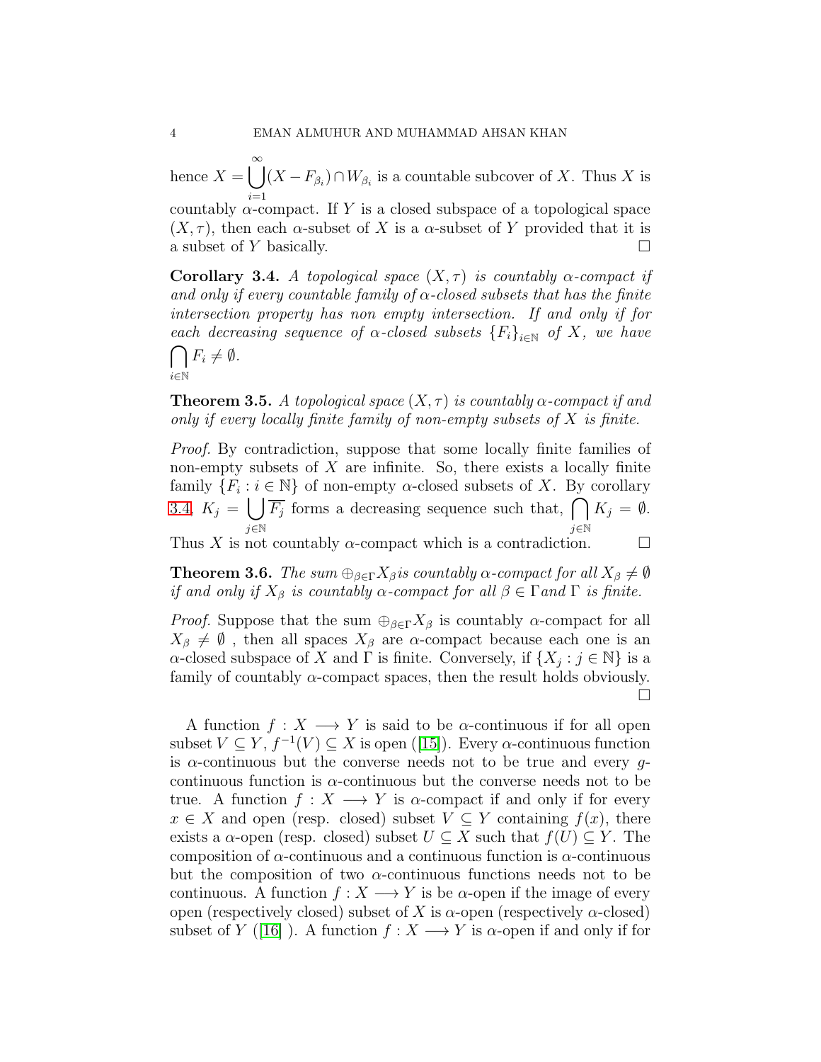hence $X = \bigcup_{i=1}^{\infty}(X - F_{\beta_i}) \cap W_{\beta_i}$ is a countable subcover of $X$. Thus $X$ is countably $\alpha$-compact. If $Y$ is a closed subspace of a topological space $(X, \tau)$, then each $\alpha$-subset of $X$ is a $\alpha$-subset of $Y$ provided that it is a subset of $Y$ basically. □

**Corollary 3.4.** *A topological space $(X, \tau)$ is countably $\alpha$-compact if and only if every countable family of $\alpha$-closed subsets that has the finite intersection property has non empty intersection. If and only if for each decreasing sequence of $\alpha$-closed subsets $\{F_i\}_{i \in \mathbb{N}}$ of $X$, we have $\bigcap_{i \in \mathbb{N}} F_i \neq \emptyset$.*

**Theorem 3.5.** *A topological space $(X, \tau)$ is countably $\alpha$-compact if and only if every locally finite family of non-empty subsets of $X$ is finite.*

*Proof.* By contradiction, suppose that some locally finite families of non-empty subsets of $X$ are infinite. So, there exists a locally finite family $\{F_i : i \in \mathbb{N}\}$ of non-empty $\alpha$-closed subsets of $X$. By corollary 3.4, $K_j = \bigcup_{j \in \mathbb{N}} \overline{F_j}$ forms a decreasing sequence such that, $\bigcap_{j \in \mathbb{N}} K_j = \emptyset$. Thus $X$ is not countably $\alpha$-compact which is a contradiction. □

**Theorem 3.6.** *The sum $\oplus_{\beta \in \Gamma} X_\beta$ is countably $\alpha$-compact for all $X_\beta \neq \emptyset$ if and only if $X_\beta$ is countably $\alpha$-compact for all $\beta \in \Gamma$ and $\Gamma$ is finite.*

*Proof.* Suppose that the sum $\oplus_{\beta \in \Gamma} X_\beta$ is countably $\alpha$-compact for all $X_\beta \neq \emptyset$ , then all spaces $X_\beta$ are $\alpha$-compact because each one is an $\alpha$-closed subspace of $X$ and $\Gamma$ is finite. Conversely, if $\{X_j : j \in \mathbb{N}\}$ is a family of countably $\alpha$-compact spaces, then the result holds obviously. □

A function $f : X \longrightarrow Y$ is said to be $\alpha$-continuous if for all open subset $V \subseteq Y$, $f^{-1}(V) \subseteq X$ is open ([15]). Every $\alpha$-continuous function is $\alpha$-continuous but the converse needs not to be true and every $g$-continuous function is $\alpha$-continuous but the converse needs not to be true. A function $f : X \longrightarrow Y$ is $\alpha$-compact if and only if for every $x \in X$ and open (resp. closed) subset $V \subseteq Y$ containing $f(x)$, there exists a $\alpha$-open (resp. closed) subset $U \subseteq X$ such that $f(U) \subseteq Y$. The composition of $\alpha$-continuous and a continuous function is $\alpha$-continuous but the composition of two $\alpha$-continuous functions needs not to be continuous. A function $f : X \longrightarrow Y$ is be $\alpha$-open if the image of every open (respectively closed) subset of $X$ is $\alpha$-open (respectively $\alpha$-closed) subset of $Y$ ([16] ). A function $f : X \longrightarrow Y$ is $\alpha$-open if and only if for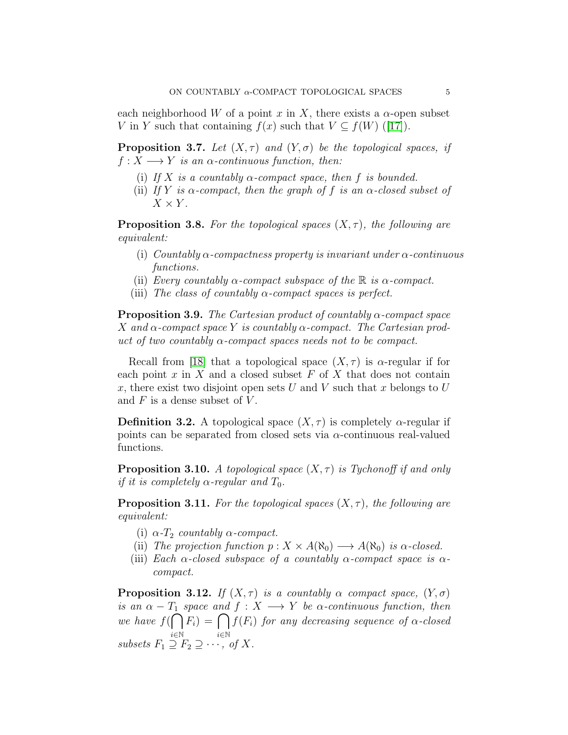each neighborhood $W$ of a point $x$ in $X$, there exists a $\alpha$-open subset $V$ in $Y$ such that containing $f(x)$ such that $V \subseteq f(W)$ ([17]).

**Proposition 3.7.** *Let $(X, \tau)$ and $(Y, \sigma)$ be the topological spaces, if $f : X \longrightarrow Y$ is an $\alpha$-continuous function, then:*

- (i) *If $X$ is a countably $\alpha$-compact space, then $f$ is bounded.*
- (ii) *If $Y$ is $\alpha$-compact, then the graph of $f$ is an $\alpha$-closed subset of $X \times Y$.*

**Proposition 3.8.** *For the topological spaces $(X, \tau)$, the following are equivalent:*

- (i) *Countably $\alpha$-compactness property is invariant under $\alpha$-continuous functions.*
- (ii) *Every countably $\alpha$-compact subspace of the $\mathbb{R}$ is $\alpha$-compact.*
- (iii) *The class of countably $\alpha$-compact spaces is perfect.*

**Proposition 3.9.** *The Cartesian product of countably $\alpha$-compact space $X$ and $\alpha$-compact space $Y$ is countably $\alpha$-compact. The Cartesian product of two countably $\alpha$-compact spaces needs not to be compact.*

Recall from [18] that a topological space $(X, \tau)$ is $\alpha$-regular if for each point $x$ in $X$ and a closed subset $F$ of $X$ that does not contain $x$, there exist two disjoint open sets $U$ and $V$ such that $x$ belongs to $U$ and $F$ is a dense subset of $V$.

**Definition 3.2.** A topological space $(X, \tau)$ is completely $\alpha$-regular if points can be separated from closed sets via $\alpha$-continuous real-valued functions.

**Proposition 3.10.** *A topological space $(X, \tau)$ is Tychonoff if and only if it is completely $\alpha$-regular and $T_0$.*

**Proposition 3.11.** *For the topological spaces $(X, \tau)$, the following are equivalent:*

- (i) *$\alpha$-$T_2$ countably $\alpha$-compact.*
- (ii) *The projection function $p : X \times A(\aleph_0) \longrightarrow A(\aleph_0)$ is $\alpha$-closed.*
- (iii) *Each $\alpha$-closed subspace of a countably $\alpha$-compact space is $\alpha$-compact.*

**Proposition 3.12.** *If $(X, \tau)$ is a countably $\alpha$ compact space, $(Y, \sigma)$ is an $\alpha - T_1$ space and $f : X \longrightarrow Y$ be $\alpha$-continuous function, then we have $f(\bigcap_{i \in \mathbb{N}} F_i) = \bigcap_{i \in \mathbb{N}} f(F_i)$ for any decreasing sequence of $\alpha$-closed subsets $F_1 \supseteq F_2 \supseteq \cdots$, of $X$.*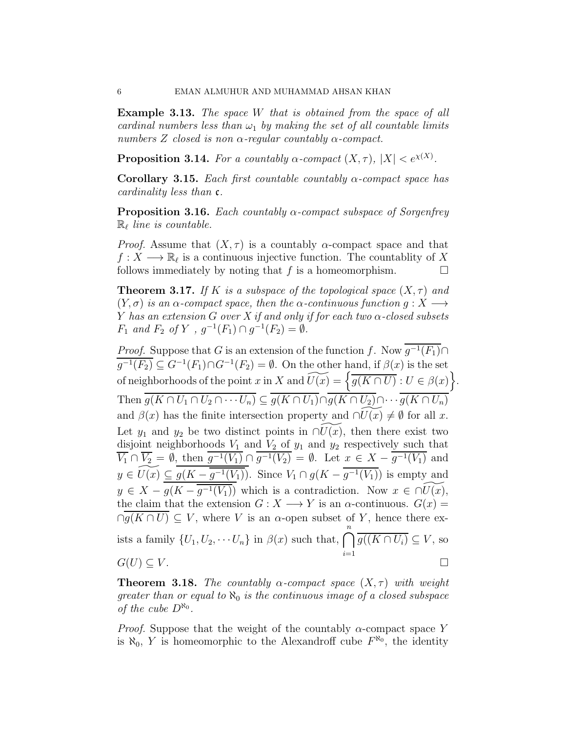**Example 3.13.** *The space $W$ that is obtained from the space of all cardinal numbers less than $\omega_1$ by making the set of all countable limits numbers $Z$ closed is non $\alpha$-regular countably $\alpha$-compact.*

**Proposition 3.14.** *For a countably $\alpha$-compact $(X, \tau)$, $|X| < e^{\chi(X)}$.*

**Corollary 3.15.** *Each first countable countably $\alpha$-compact space has cardinality less than $\mathfrak{c}$.*

**Proposition 3.16.** *Each countably $\alpha$-compact subspace of Sorgenfrey $\mathbb{R}_\ell$ line is countable.*

*Proof.* Assume that $(X, \tau)$ is a countably $\alpha$-compact space and that $f : X \longrightarrow \mathbb{R}_\ell$ is a continuous injective function. The countablity of $X$ follows immediately by noting that $f$ is a homeomorphism. $\square$

**Theorem 3.17.** *If $K$ is a subspace of the topological space $(X, \tau)$ and $(Y, \sigma)$ is an $\alpha$-compact space, then the $\alpha$-continuous function $g : X \longrightarrow Y$ has an extension $G$ over $X$ if and only if for each two $\alpha$-closed subsets $F_1$ and $F_2$ of $Y$ , $g^{-1}(F_1) \cap g^{-1}(F_2) = \emptyset$.*

*Proof.* Suppose that $G$ is an extension of the function $f$. Now $\overline{g^{-1}(F_1)} \cap \overline{g^{-1}(F_2)} \subseteq G^{-1}(F_1) \cap G^{-1}(F_2) = \emptyset$. On the other hand, if $\beta(x)$ is the set of neighborhoods of the point $x$ in $X$ and $\widetilde{U(x)} = \left\{\overline{g(K \cap U)} : U \in \beta(x)\right\}$. Then $\overline{g(K \cap U_1 \cap U_2 \cap \cdots U_n)} \subseteq \overline{g(K \cap U_1)} \cap \overline{g(K \cap U_2)} \cap \cdots \overline{g(K \cap U_n)}$ and $\beta(x)$ has the finite intersection property and $\cap\widetilde{U(x)} \neq \emptyset$ for all $x$. Let $y_1$ and $y_2$ be two distinct points in $\cap\widetilde{U(x)}$, then there exist two disjoint neighborhoods $V_1$ and $V_2$ of $y_1$ and $y_2$ respectively such that $\overline{V_1} \cap \overline{V_2} = \emptyset$, then $\overline{g^{-1}(V_1)} \cap \overline{g^{-1}(V_2)} = \emptyset$. Let $x \in X - \overline{g^{-1}(V_1)}$ and $y \in \widetilde{U(x)} \subseteq \overline{g(K - \overline{g^{-1}(V_1)})}$. Since $V_1 \cap g(K - \overline{g^{-1}(V_1)})$ is empty and $y \in X - \overline{g(K - \overline{g^{-1}(V_1)})}$ which is a contradiction. Now $x \in \cap\widetilde{U(x)}$, the claim that the extension $G : X \longrightarrow Y$ is an $\alpha$-continuous. $G(x) = \cap\overline{g(K \cap U)} \subseteq V$, where $V$ is an $\alpha$-open subset of $Y$, hence there exists a family $\{U_1, U_2, \cdots U_n\}$ in $\beta(x)$ such that, $\bigcap_{i=1}^{n} \overline{g((K \cap U_i)} \subseteq V$, so $G(U) \subseteq V$. $\square$

**Theorem 3.18.** *The countably $\alpha$-compact space $(X, \tau)$ with weight greater than or equal to $\aleph_0$ is the continuous image of a closed subspace of the cube $D^{\aleph_0}$.*

*Proof.* Suppose that the weight of the countably $\alpha$-compact space $Y$ is $\aleph_0$, $Y$ is homeomorphic to the Alexandroff cube $F^{\aleph_0}$, the identity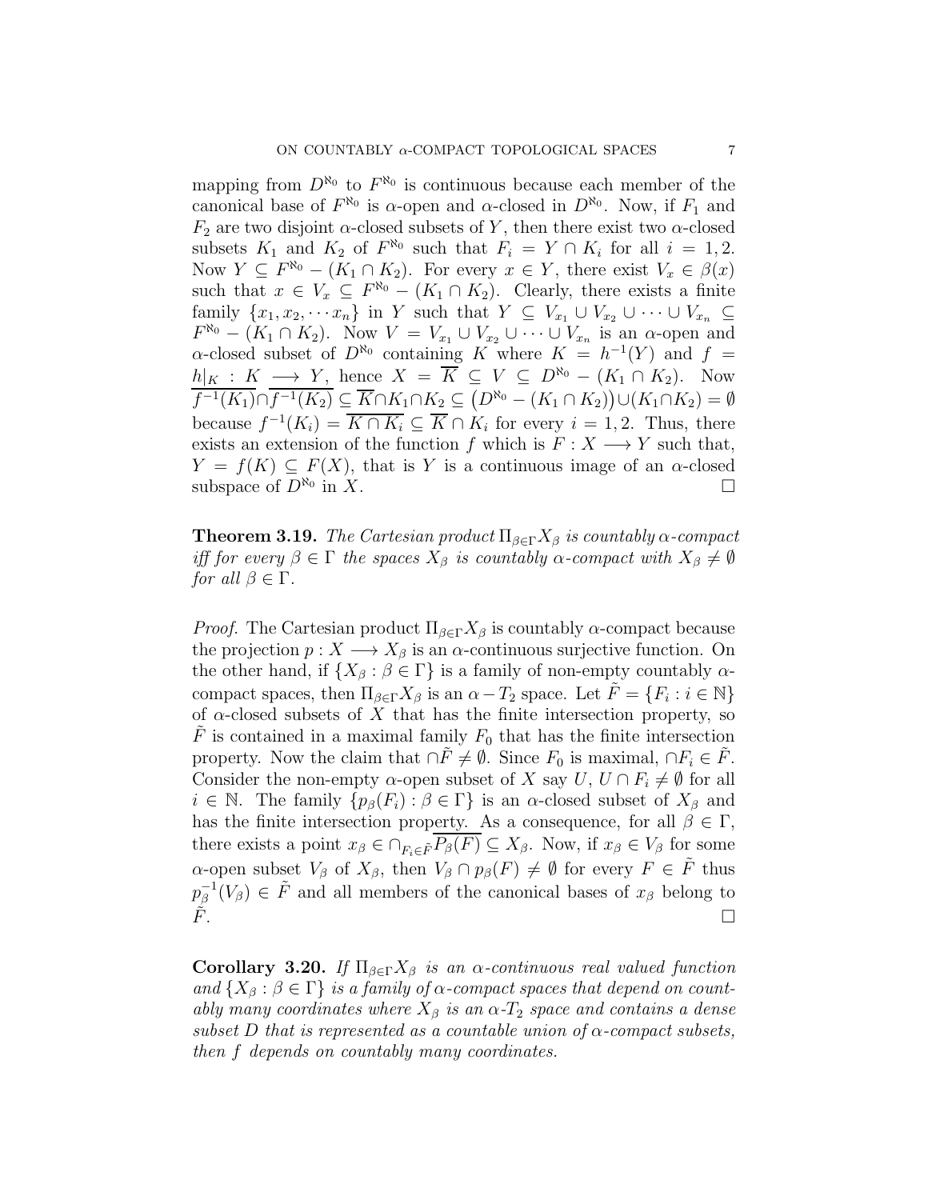mapping from $D^{\aleph_0}$ to $F^{\aleph_0}$ is continuous because each member of the canonical base of $F^{\aleph_0}$ is $\alpha$-open and $\alpha$-closed in $D^{\aleph_0}$. Now, if $F_1$ and $F_2$ are two disjoint $\alpha$-closed subsets of $Y$, then there exist two $\alpha$-closed subsets $K_1$ and $K_2$ of $F^{\aleph_0}$ such that $F_i = Y \cap K_i$ for all $i = 1, 2$. Now $Y \subseteq F^{\aleph_0} - (K_1 \cap K_2)$. For every $x \in Y$, there exist $V_x \in \beta(x)$ such that $x \in V_x \subseteq F^{\aleph_0} - (K_1 \cap K_2)$. Clearly, there exists a finite family $\{x_1, x_2, \cdots x_n\}$ in $Y$ such that $Y \subseteq V_{x_1} \cup V_{x_2} \cup \cdots \cup V_{x_n} \subseteq F^{\aleph_0} - (K_1 \cap K_2)$. Now $V = V_{x_1} \cup V_{x_2} \cup \cdots \cup V_{x_n}$ is an $\alpha$-open and $\alpha$-closed subset of $D^{\aleph_0}$ containing $K$ where $K = h^{-1}(Y)$ and $f = h|_K : K \longrightarrow Y$, hence $X = \overline{K} \subseteq V \subseteq D^{\aleph_0} - (K_1 \cap K_2)$. Now $\overline{f^{-1}(K_1)} \cap \overline{f^{-1}(K_2)} \subseteq \overline{K} \cap K_1 \cap K_2 \subseteq \big(D^{\aleph_0} - (K_1 \cap K_2)\big) \cup (K_1 \cap K_2) = \emptyset$ because $f^{-1}(K_i) = \overline{K \cap K_i} \subseteq \overline{K} \cap K_i$ for every $i = 1, 2$. Thus, there exists an extension of the function $f$ which is $F : X \longrightarrow Y$ such that, $Y = f(K) \subseteq F(X)$, that is $Y$ is a continuous image of an $\alpha$-closed subspace of $D^{\aleph_0}$ in $X$. $\square$

**Theorem 3.19.** *The Cartesian product $\Pi_{\beta \in \Gamma} X_\beta$ is countably $\alpha$-compact iff for every $\beta \in \Gamma$ the spaces $X_\beta$ is countably $\alpha$-compact with $X_\beta \neq \emptyset$ for all $\beta \in \Gamma$.*

*Proof.* The Cartesian product $\Pi_{\beta \in \Gamma} X_\beta$ is countably $\alpha$-compact because the projection $p : X \longrightarrow X_\beta$ is an $\alpha$-continuous surjective function. On the other hand, if $\{X_\beta : \beta \in \Gamma\}$ is a family of non-empty countably $\alpha$-compact spaces, then $\Pi_{\beta \in \Gamma} X_\beta$ is an $\alpha - T_2$ space. Let $\tilde{F} = \{F_i : i \in \mathbb{N}\}$ of $\alpha$-closed subsets of $X$ that has the finite intersection property, so $\tilde{F}$ is contained in a maximal family $F_0$ that has the finite intersection property. Now the claim that $\cap \tilde{F} \neq \emptyset$. Since $F_0$ is maximal, $\cap F_i \in \tilde{F}$. Consider the non-empty $\alpha$-open subset of $X$ say $U$, $U \cap F_i \neq \emptyset$ for all $i \in \mathbb{N}$. The family $\{p_\beta(F_i) : \beta \in \Gamma\}$ is an $\alpha$-closed subset of $X_\beta$ and has the finite intersection property. As a consequence, for all $\beta \in \Gamma$, there exists a point $x_\beta \in \cap_{F_i \in \tilde{F}} \overline{P_\beta(F)} \subseteq X_\beta$. Now, if $x_\beta \in V_\beta$ for some $\alpha$-open subset $V_\beta$ of $X_\beta$, then $V_\beta \cap p_\beta(F) \neq \emptyset$ for every $F \in \tilde{F}$ thus $p_\beta^{-1}(V_\beta) \in \tilde{F}$ and all members of the canonical bases of $x_\beta$ belong to $\tilde{F}$. $\square$

**Corollary 3.20.** *If $\Pi_{\beta \in \Gamma} X_\beta$ is an $\alpha$-continuous real valued function and $\{X_\beta : \beta \in \Gamma\}$ is a family of $\alpha$-compact spaces that depend on countably many coordinates where $X_\beta$ is an $\alpha$-$T_2$ space and contains a dense subset $D$ that is represented as a countable union of $\alpha$-compact subsets, then $f$ depends on countably many coordinates.*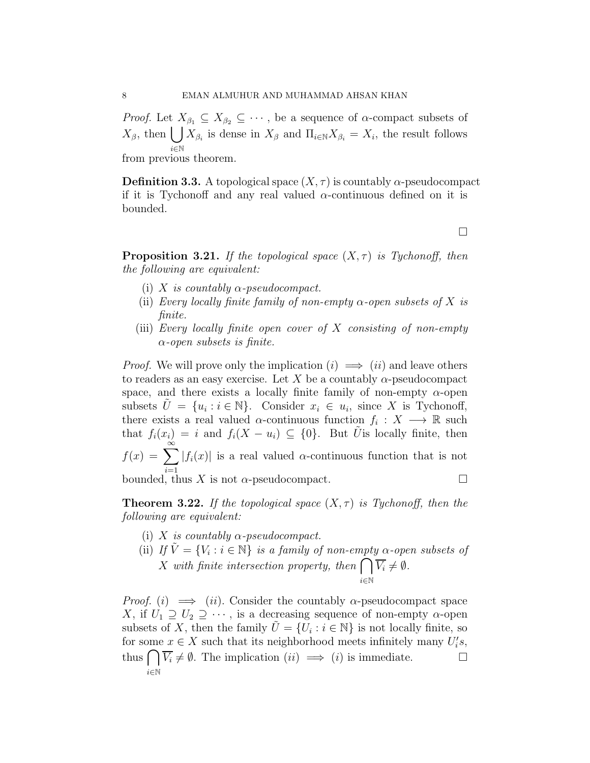*Proof.* Let $X_{\beta_1} \subseteq X_{\beta_2} \subseteq \cdots$, be a sequence of $\alpha$-compact subsets of $X_\beta$, then $\bigcup_{i\in\mathbb{N}} X_{\beta_i}$ is dense in $X_\beta$ and $\Pi_{i\in\mathbb{N}} X_{\beta_i} = X_i$, the result follows from previous theorem.

**Definition 3.3.** A topological space $(X, \tau)$ is countably $\alpha$-pseudocompact if it is Tychonoff and any real valued $\alpha$-continuous defined on it is bounded.

□

**Proposition 3.21.** *If the topological space $(X, \tau)$ is Tychonoff, then the following are equivalent:*

- (i) *$X$ is countably $\alpha$-pseudocompact.*
- (ii) *Every locally finite family of non-empty $\alpha$-open subsets of $X$ is finite.*
- (iii) *Every locally finite open cover of $X$ consisting of non-empty $\alpha$-open subsets is finite.*

*Proof.* We will prove only the implication $(i) \implies (ii)$ and leave others to readers as an easy exercise. Let $X$ be a countably $\alpha$-pseudocompact space, and there exists a locally finite family of non-empty $\alpha$-open subsets $\tilde{U} = \{u_i : i \in \mathbb{N}\}$. Consider $x_i \in u_i$, since $X$ is Tychonoff, there exists a real valued $\alpha$-continuous function $f_i : X \longrightarrow \mathbb{R}$ such that $f_i(x_i) = i$ and $f_i(X - u_i) \subseteq \{0\}$. But $\tilde{U}$is locally finite, then $f(x) = \sum_{i=1}^{\infty} |f_i(x)|$ is a real valued $\alpha$-continuous function that is not bounded, thus $X$ is not $\alpha$-pseudocompact. □

**Theorem 3.22.** *If the topological space $(X, \tau)$ is Tychonoff, then the following are equivalent:*

- (i) *$X$ is countably $\alpha$-pseudocompact.*
- (ii) *If $\tilde{V} = \{V_i : i \in \mathbb{N}\}$ is a family of non-empty $\alpha$-open subsets of $X$ with finite intersection property, then $\bigcap_{i\in\mathbb{N}} \overline{V_i} \neq \emptyset$.*

*Proof.* $(i) \implies (ii)$. Consider the countably $\alpha$-pseudocompact space $X$, if $U_1 \supseteq U_2 \supseteq \cdots$, is a decreasing sequence of non-empty $\alpha$-open subsets of $X$, then the family $\tilde{U} = \{U_i : i \in \mathbb{N}\}$ is not locally finite, so for some $x \in X$ such that its neighborhood meets infinitely many $U_i's$, thus $\bigcap_{i\in\mathbb{N}} \overline{V_i} \neq \emptyset$. The implication $(ii) \implies (i)$ is immediate. □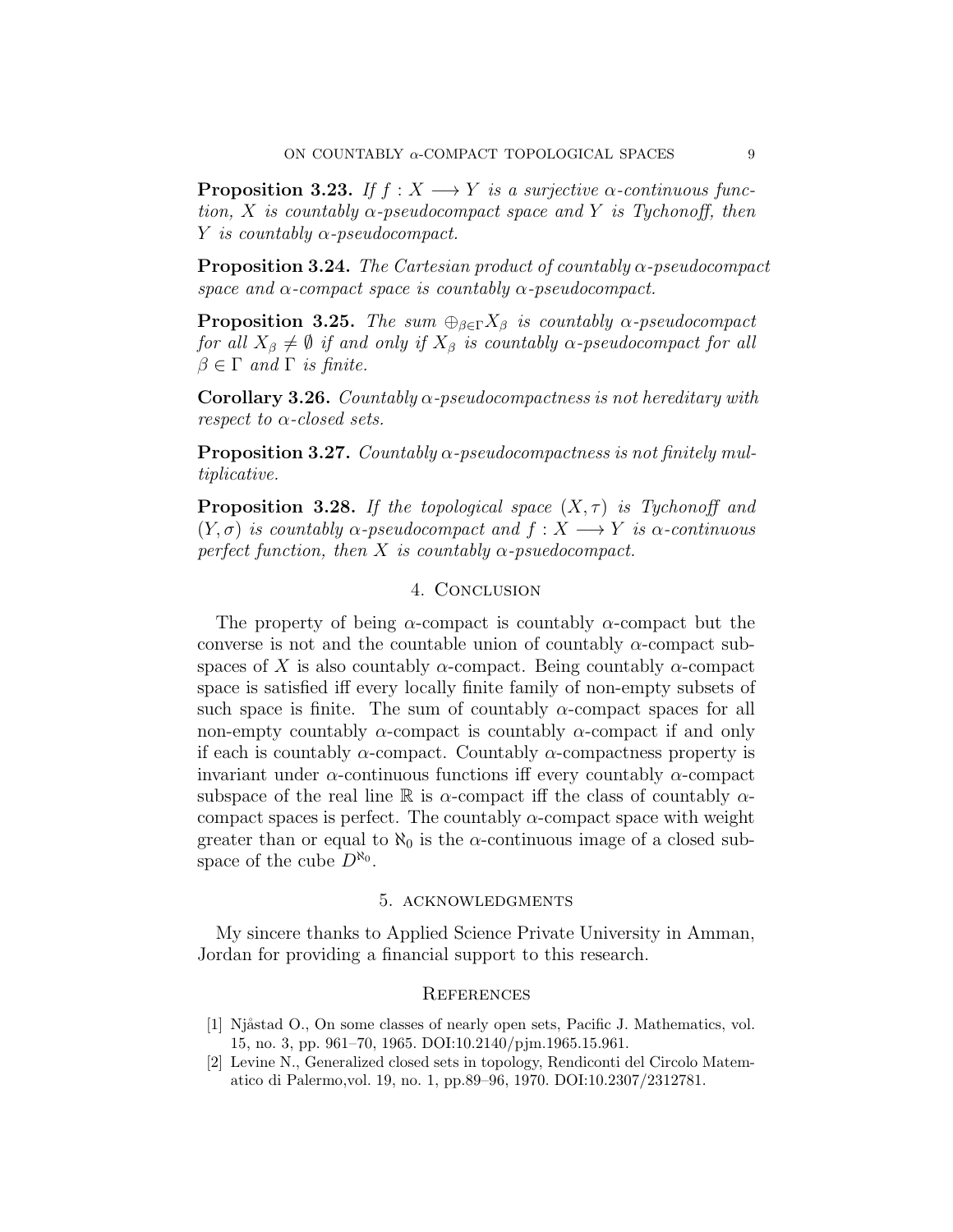**Proposition 3.23.** *If $f : X \longrightarrow Y$ is a surjective $\alpha$-continuous function, $X$ is countably $\alpha$-pseudocompact space and $Y$ is Tychonoff, then $Y$ is countably $\alpha$-pseudocompact.*

**Proposition 3.24.** *The Cartesian product of countably $\alpha$-pseudocompact space and $\alpha$-compact space is countably $\alpha$-pseudocompact.*

**Proposition 3.25.** *The sum $\oplus_{\beta \in \Gamma} X_\beta$ is countably $\alpha$-pseudocompact for all $X_\beta \neq \emptyset$ if and only if $X_\beta$ is countably $\alpha$-pseudocompact for all $\beta \in \Gamma$ and $\Gamma$ is finite.*

**Corollary 3.26.** *Countably $\alpha$-pseudocompactness is not hereditary with respect to $\alpha$-closed sets.*

**Proposition 3.27.** *Countably $\alpha$-pseudocompactness is not finitely multiplicative.*

**Proposition 3.28.** *If the topological space $(X, \tau)$ is Tychonoff and $(Y, \sigma)$ is countably $\alpha$-pseudocompact and $f : X \longrightarrow Y$ is $\alpha$-continuous perfect function, then $X$ is countably $\alpha$-psuedocompact.*

## 4. Conclusion

The property of being $\alpha$-compact is countably $\alpha$-compact but the converse is not and the countable union of countably $\alpha$-compact subspaces of $X$ is also countably $\alpha$-compact. Being countably $\alpha$-compact space is satisfied iff every locally finite family of non-empty subsets of such space is finite. The sum of countably $\alpha$-compact spaces for all non-empty countably $\alpha$-compact is countably $\alpha$-compact if and only if each is countably $\alpha$-compact. Countably $\alpha$-compactness property is invariant under $\alpha$-continuous functions iff every countably $\alpha$-compact subspace of the real line $\mathbb{R}$ is $\alpha$-compact iff the class of countably $\alpha$-compact spaces is perfect. The countably $\alpha$-compact space with weight greater than or equal to $\aleph_0$ is the $\alpha$-continuous image of a closed subspace of the cube $D^{\aleph_0}$.

## 5. acknowledgments

My sincere thanks to Applied Science Private University in Amman, Jordan for providing a financial support to this research.

## References

[1] Njåstad O., On some classes of nearly open sets, Pacific J. Mathematics, vol. 15, no. 3, pp. 961–70, 1965. DOI:10.2140/pjm.1965.15.961.

[2] Levine N., Generalized closed sets in topology, Rendiconti del Circolo Matematico di Palermo,vol. 19, no. 1, pp.89–96, 1970. DOI:10.2307/2312781.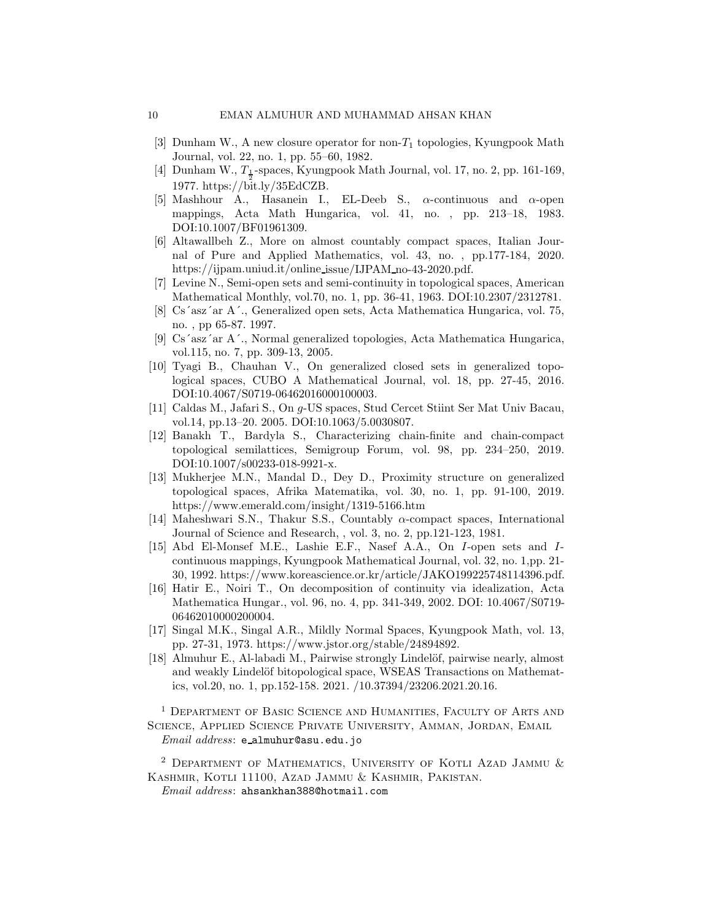[3] Dunham W., A new closure operator for non-$T_1$ topologies, Kyungpook Math Journal, vol. 22, no. 1, pp. 55–60, 1982.

[4] Dunham W., $T_{\frac{1}{2}}$-spaces, Kyungpook Math Journal, vol. 17, no. 2, pp. 161-169, 1977. https://bit.ly/35EdCZB.

[5] Mashhour A., Hasanein I., EL-Deeb S., $\alpha$-continuous and $\alpha$-open mappings, Acta Math Hungarica, vol. 41, no. , pp. 213–18, 1983. DOI:10.1007/BF01961309.

[6] Altawallbeh Z., More on almost countably compact spaces, Italian Journal of Pure and Applied Mathematics, vol. 43, no. , pp.177-184, 2020. https://ijpam.uniud.it/online_issue/IJPAM_no-43-2020.pdf.

[7] Levine N., Semi-open sets and semi-continuity in topological spaces, American Mathematical Monthly, vol.70, no. 1, pp. 36-41, 1963. DOI:10.2307/2312781.

[8] Cs´asz´ar A´., Generalized open sets, Acta Mathematica Hungarica, vol. 75, no. , pp 65-87. 1997.

[9] Cs´asz´ar A´., Normal generalized topologies, Acta Mathematica Hungarica, vol.115, no. 7, pp. 309-13, 2005.

[10] Tyagi B., Chauhan V., On generalized closed sets in generalized topological spaces, CUBO A Mathematical Journal, vol. 18, pp. 27-45, 2016. DOI:10.4067/S0719-06462016000100003.

[11] Caldas M., Jafari S., On $g$-US spaces, Stud Cercet Stiint Ser Mat Univ Bacau, vol.14, pp.13–20. 2005. DOI:10.1063/5.0030807.

[12] Banakh T., Bardyla S., Characterizing chain-finite and chain-compact topological semilattices, Semigroup Forum, vol. 98, pp. 234–250, 2019. DOI:10.1007/s00233-018-9921-x.

[13] Mukherjee M.N., Mandal D., Dey D., Proximity structure on generalized topological spaces, Afrika Matematika, vol. 30, no. 1, pp. 91-100, 2019. https://www.emerald.com/insight/1319-5166.htm

[14] Maheshwari S.N., Thakur S.S., Countably $\alpha$-compact spaces, International Journal of Science and Research, , vol. 3, no. 2, pp.121-123, 1981.

[15] Abd El-Monsef M.E., Lashie E.F., Nasef A.A., On $I$-open sets and $I$-continuous mappings, Kyungpook Mathematical Journal, vol. 32, no. 1,pp. 21-30, 1992. https://www.koreascience.or.kr/article/JAKO199225748114396.pdf.

[16] Hatir E., Noiri T., On decomposition of continuity via idealization, Acta Mathematica Hungar., vol. 96, no. 4, pp. 341-349, 2002. DOI: 10.4067/S0719-06462010000200004.

[17] Singal M.K., Singal A.R., Mildly Normal Spaces, Kyungpook Math, vol. 13, pp. 27-31, 1973. https://www.jstor.org/stable/24894892.

[18] Almuhur E., Al-labadi M., Pairwise strongly Lindelöf, pairwise nearly, almost and weakly Lindelöf bitopological space, WSEAS Transactions on Mathematics, vol.20, no. 1, pp.152-158. 2021. /10.37394/23206.2021.20.16.

[1] Department of Basic Science and Humanities, Faculty of Arts and Science, Applied Science Private University, Amman, Jordan, Email
*Email address*: e_almuhur@asu.edu.jo

[2] Department of Mathematics, University of Kotli Azad Jammu & Kashmir, Kotli 11100, Azad Jammu & Kashmir, Pakistan.
*Email address*: ahsankhan388@hotmail.com